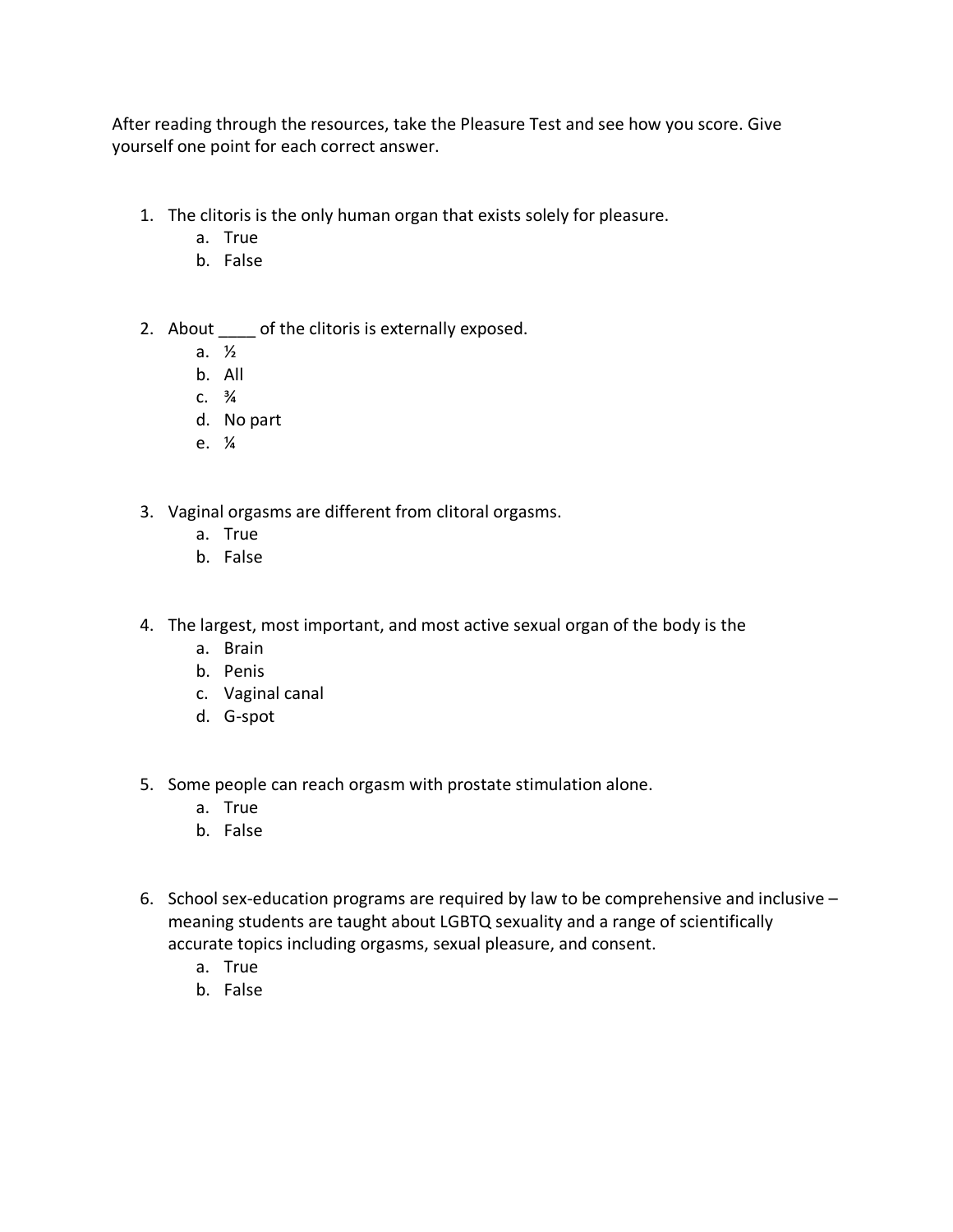After reading through the resources, take the Pleasure Test and see how you score. Give yourself one point for each correct answer.

1. The clitoris is the only human organ that exists solely for pleasure.
    a. True
    b. False

2. About ____ of the clitoris is externally exposed.
    a. ½
    b. All
    c. ¾
    d. No part
    e. ¼

3. Vaginal orgasms are different from clitoral orgasms.
    a. True
    b. False

4. The largest, most important, and most active sexual organ of the body is the
    a. Brain
    b. Penis
    c. Vaginal canal
    d. G-spot

5. Some people can reach orgasm with prostate stimulation alone.
    a. True
    b. False

6. School sex-education programs are required by law to be comprehensive and inclusive – meaning students are taught about LGBTQ sexuality and a range of scientifically accurate topics including orgasms, sexual pleasure, and consent.
    a. True
    b. False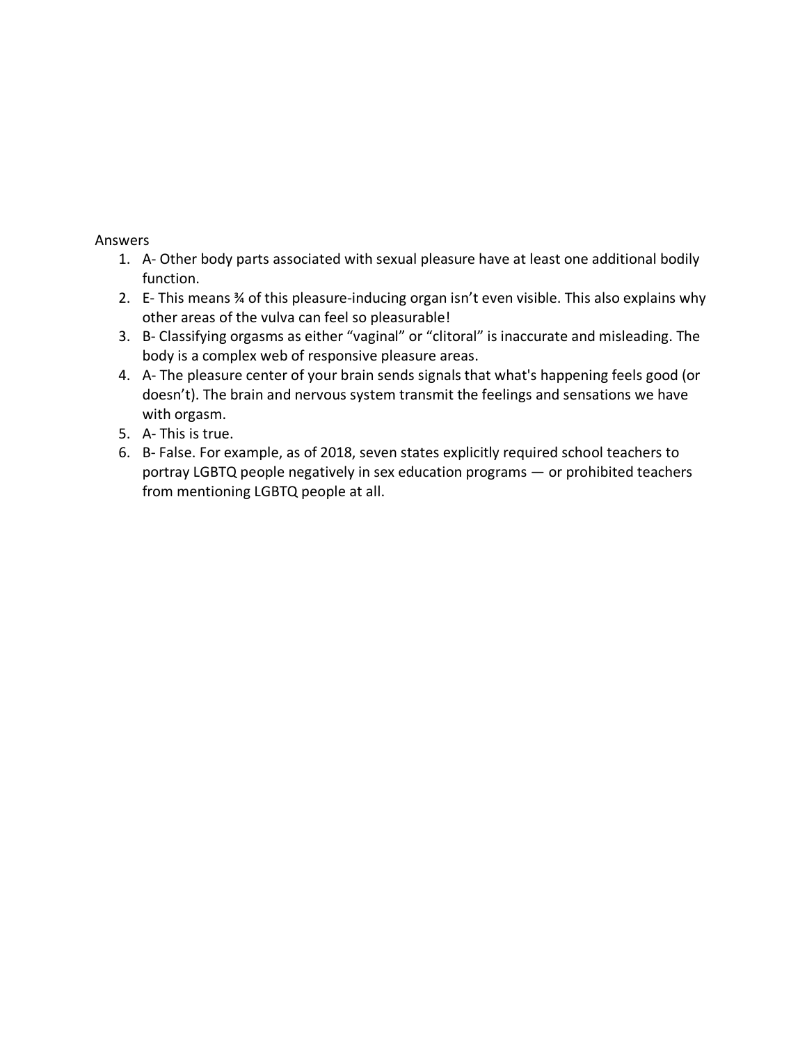Answers

1. A- Other body parts associated with sexual pleasure have at least one additional bodily function.
2. E- This means ¾ of this pleasure-inducing organ isn't even visible. This also explains why other areas of the vulva can feel so pleasurable!
3. B- Classifying orgasms as either "vaginal" or "clitoral" is inaccurate and misleading. The body is a complex web of responsive pleasure areas.
4. A- The pleasure center of your brain sends signals that what's happening feels good (or doesn't). The brain and nervous system transmit the feelings and sensations we have with orgasm.
5. A- This is true.
6. B- False. For example, as of 2018, seven states explicitly required school teachers to portray LGBTQ people negatively in sex education programs — or prohibited teachers from mentioning LGBTQ people at all.